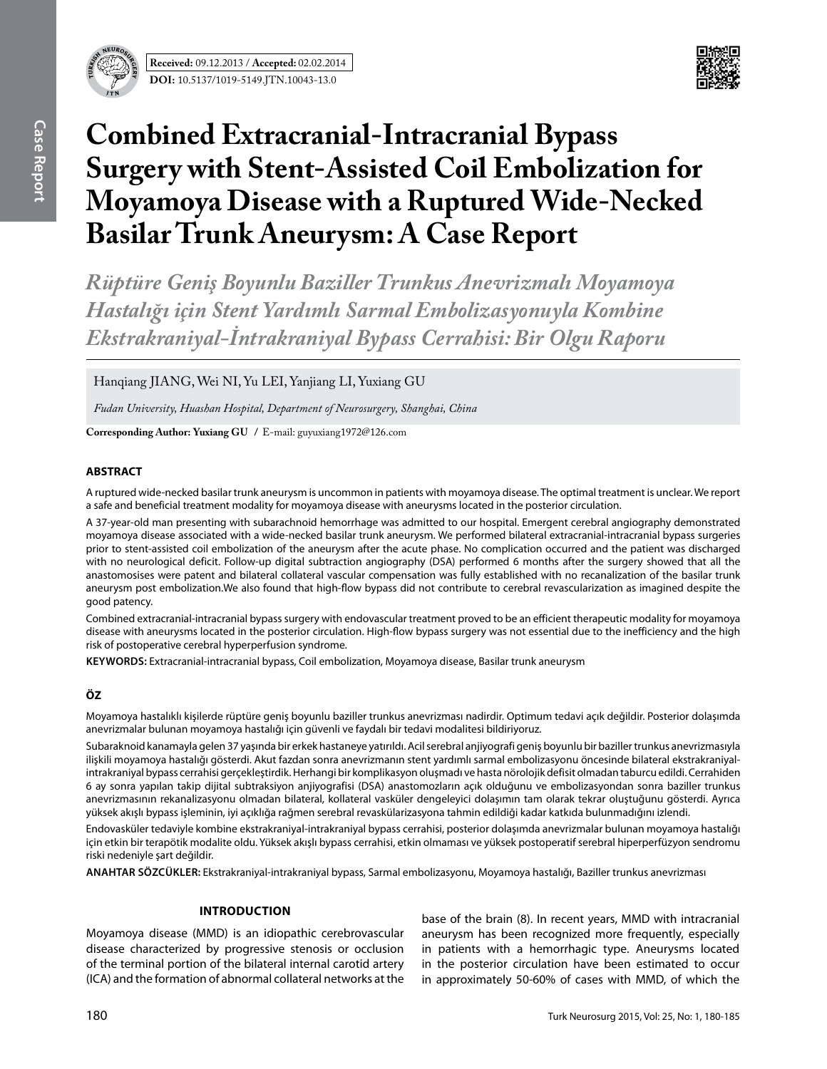Received: 09.12.2013 / Accepted: 02.02.2014

DOI: 10.5137/1019-5149.JTN.10043-13.0

# Combined Extracranial-Intracranial Bypass Surgery with Stent-Assisted Coil Embolization for Moyamoya Disease with a Ruptured Wide-Necked Basilar Trunk Aneurysm: A Case Report

*Rüptüre Geniş Boyunlu Baziller Trunkus Anevrizmalı Moyamoya Hastalığı için Stent Yardımlı Sarmal Embolizasyonuyla Kombine Ekstrakraniyal-İntrakraniyal Bypass Cerrahisi: Bir Olgu Raporu*

Hanqiang JIANG, Wei NI, Yu LEI, Yanjiang LI, Yuxiang GU

*Fudan University, Huashan Hospital, Department of Neurosurgery, Shanghai, China*

**Corresponding Author: Yuxiang GU** / E-mail: guyuxiang1972@126.com

## ABSTRACT

A ruptured wide-necked basilar trunk aneurysm is uncommon in patients with moyamoya disease. The optimal treatment is unclear. We report a safe and beneficial treatment modality for moyamoya disease with aneurysms located in the posterior circulation.

A 37-year-old man presenting with subarachnoid hemorrhage was admitted to our hospital. Emergent cerebral angiography demonstrated moyamoya disease associated with a wide-necked basilar trunk aneurysm. We performed bilateral extracranial-intracranial bypass surgeries prior to stent-assisted coil embolization of the aneurysm after the acute phase. No complication occurred and the patient was discharged with no neurological deficit. Follow-up digital subtraction angiography (DSA) performed 6 months after the surgery showed that all the anastomosises were patent and bilateral collateral vascular compensation was fully established with no recanalization of the basilar trunk aneurysm post embolization.We also found that high-flow bypass did not contribute to cerebral revascularization as imagined despite the good patency.

Combined extracranial-intracranial bypass surgery with endovascular treatment proved to be an efficient therapeutic modality for moyamoya disease with aneurysms located in the posterior circulation. High-flow bypass surgery was not essential due to the inefficiency and the high risk of postoperative cerebral hyperperfusion syndrome.

**KEYWORDS:** Extracranial-intracranial bypass, Coil embolization, Moyamoya disease, Basilar trunk aneurysm

## ÖZ

Moyamoya hastalıklı kişilerde rüptüre geniş boyunlu baziller trunkus anevrizması nadirdir. Optimum tedavi açık değildir. Posterior dolaşımda anevrizmalar bulunan moyamoya hastalığı için güvenli ve faydalı bir tedavi modalitesi bildiriyoruz.

Subaraknoid kanamayla gelen 37 yaşında bir erkek hastaneye yatırıldı. Acil serebral anjiyografi geniş boyunlu bir baziller trunkus anevrizmasıyla ilişkili moyamoya hastalığı gösterdi. Akut fazdan sonra anevrizmanın stent yardımlı sarmal embolizasyonu öncesinde bilateral ekstrakraniyal-intrakraniyal bypass cerrahisi gerçekleştirdik. Herhangi bir komplikasyon oluşmadı ve hasta nörolojik defisit olmadan taburcu edildi. Cerrahiden 6 ay sonra yapılan takip dijital subtraksiyon anjiyografisi (DSA) anastomozların açık olduğunu ve embolizasyondan sonra baziller trunkus anevrizmasının rekanalizasyonu olmadan bilateral, kollateral vasküler dengeleyici dolaşımın tam olarak tekrar oluştuğunu gösterdi. Ayrıca yüksek akışlı bypass işleminin, iyi açıklığa rağmen serebral revaskülarizasyona tahmin edildiği kadar katkıda bulunmadığını izlendi.

Endovasküler tedaviyle kombine ekstrakraniyal-intrakraniyal bypass cerrahisi, posterior dolaşımda anevrizmalar bulunan moyamoya hastalığı için etkin bir terapötik modalite oldu. Yüksek akışlı bypass cerrahisi, etkin olmaması ve yüksek postoperatif serebral hiperperfüzyon sendromu riski nedeniyle şart değildir.

**ANAHTAR SÖZCÜKLER:** Ekstrakraniyal-intrakraniyal bypass, Sarmal embolizasyonu, Moyamoya hastalığı, Baziller trunkus anevrizması

## INTRODUCTION

Moyamoya disease (MMD) is an idiopathic cerebrovascular disease characterized by progressive stenosis or occlusion of the terminal portion of the bilateral internal carotid artery (ICA) and the formation of abnormal collateral networks at the base of the brain (8). In recent years, MMD with intracranial aneurysm has been recognized more frequently, especially in patients with a hemorrhagic type. Aneurysms located in the posterior circulation have been estimated to occur in approximately 50-60% of cases with MMD, of which the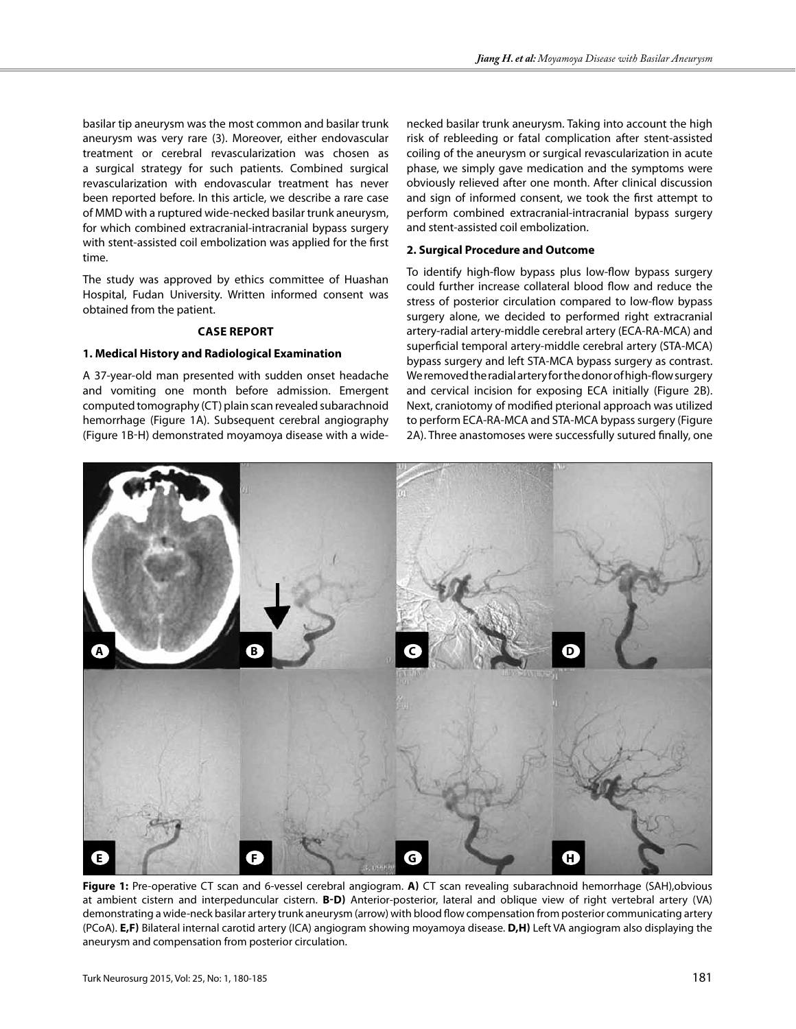basilar tip aneurysm was the most common and basilar trunk aneurysm was very rare (3). Moreover, either endovascular treatment or cerebral revascularization was chosen as a surgical strategy for such patients. Combined surgical revascularization with endovascular treatment has never been reported before. In this article, we describe a rare case of MMD with a ruptured wide-necked basilar trunk aneurysm, for which combined extracranial-intracranial bypass surgery with stent-assisted coil embolization was applied for the first time.

The study was approved by ethics committee of Huashan Hospital, Fudan University. Written informed consent was obtained from the patient.

## CASE REPORT

### 1. Medical History and Radiological Examination

A 37-year-old man presented with sudden onset headache and vomiting one month before admission. Emergent computed tomography (CT) plain scan revealed subarachnoid hemorrhage (Figure 1A). Subsequent cerebral angiography (Figure 1B-H) demonstrated moyamoya disease with a wide-necked basilar trunk aneurysm. Taking into account the high risk of rebleeding or fatal complication after stent-assisted coiling of the aneurysm or surgical revascularization in acute phase, we simply gave medication and the symptoms were obviously relieved after one month. After clinical discussion and sign of informed consent, we took the first attempt to perform combined extracranial-intracranial bypass surgery and stent-assisted coil embolization.

### 2. Surgical Procedure and Outcome

To identify high-flow bypass plus low-flow bypass surgery could further increase collateral blood flow and reduce the stress of posterior circulation compared to low-flow bypass surgery alone, we decided to performed right extracranial artery-radial artery-middle cerebral artery (ECA-RA-MCA) and superficial temporal artery-middle cerebral artery (STA-MCA) bypass surgery and left STA-MCA bypass surgery as contrast. We removed the radial artery for the donor of high-flow surgery and cervical incision for exposing ECA initially (Figure 2B). Next, craniotomy of modified pterional approach was utilized to perform ECA-RA-MCA and STA-MCA bypass surgery (Figure 2A). Three anastomoses were successfully sutured finally, one

**Figure 1:** Pre-operative CT scan and 6-vessel cerebral angiogram. **A)** CT scan revealing subarachnoid hemorrhage (SAH),obvious at ambient cistern and interpeduncular cistern. **B-D)** Anterior-posterior, lateral and oblique view of right vertebral artery (VA) demonstrating a wide-neck basilar artery trunk aneurysm (arrow) with blood flow compensation from posterior communicating artery (PCoA). **E,F)** Bilateral internal carotid artery (ICA) angiogram showing moyamoya disease. **D,H)** Left VA angiogram also displaying the aneurysm and compensation from posterior circulation.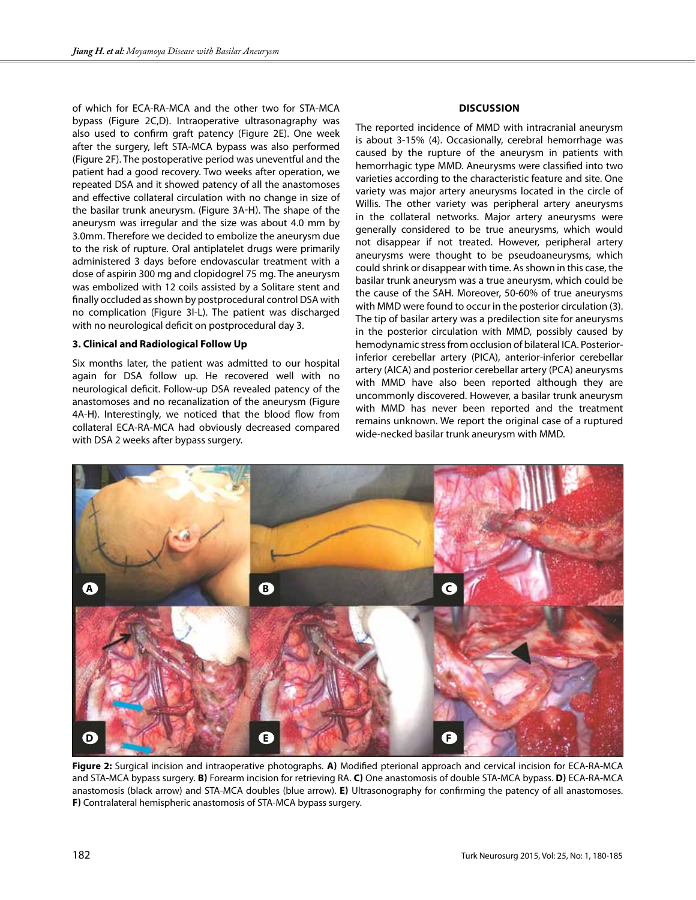of which for ECA-RA-MCA and the other two for STA-MCA bypass (Figure 2C,D). Intraoperative ultrasonagraphy was also used to confirm graft patency (Figure 2E). One week after the surgery, left STA-MCA bypass was also performed (Figure 2F). The postoperative period was uneventful and the patient had a good recovery. Two weeks after operation, we repeated DSA and it showed patency of all the anastomoses and effective collateral circulation with no change in size of the basilar trunk aneurysm. (Figure 3A-H). The shape of the aneurysm was irregular and the size was about 4.0 mm by 3.0mm. Therefore we decided to embolize the aneurysm due to the risk of rupture. Oral antiplatelet drugs were primarily administered 3 days before endovascular treatment with a dose of aspirin 300 mg and clopidogrel 75 mg. The aneurysm was embolized with 12 coils assisted by a Solitare stent and finally occluded as shown by postprocedural control DSA with no complication (Figure 3I-L). The patient was discharged with no neurological deficit on postprocedural day 3.

### 3. Clinical and Radiological Follow Up

Six months later, the patient was admitted to our hospital again for DSA follow up. He recovered well with no neurological deficit. Follow-up DSA revealed patency of the anastomoses and no recanalization of the aneurysm (Figure 4A-H). Interestingly, we noticed that the blood flow from collateral ECA-RA-MCA had obviously decreased compared with DSA 2 weeks after bypass surgery.

## DISCUSSION

The reported incidence of MMD with intracranial aneurysm is about 3-15% (4). Occasionally, cerebral hemorrhage was caused by the rupture of the aneurysm in patients with hemorrhagic type MMD. Aneurysms were classified into two varieties according to the characteristic feature and site. One variety was major artery aneurysms located in the circle of Willis. The other variety was peripheral artery aneurysms in the collateral networks. Major artery aneurysms were generally considered to be true aneurysms, which would not disappear if not treated. However, peripheral artery aneurysms were thought to be pseudoaneurysms, which could shrink or disappear with time. As shown in this case, the basilar trunk aneurysm was a true aneurysm, which could be the cause of the SAH. Moreover, 50-60% of true aneurysms with MMD were found to occur in the posterior circulation (3). The tip of basilar artery was a predilection site for aneurysms in the posterior circulation with MMD, possibly caused by hemodynamic stress from occlusion of bilateral ICA. Posterior-inferior cerebellar artery (PICA), anterior-inferior cerebellar artery (AICA) and posterior cerebellar artery (PCA) aneurysms with MMD have also been reported although they are uncommonly discovered. However, a basilar trunk aneurysm with MMD has never been reported and the treatment remains unknown. We report the original case of a ruptured wide-necked basilar trunk aneurysm with MMD.

**Figure 2:** Surgical incision and intraoperative photographs. **A)** Modified pterional approach and cervical incision for ECA-RA-MCA and STA-MCA bypass surgery. **B)** Forearm incision for retrieving RA. **C)** One anastomosis of double STA-MCA bypass. **D)** ECA-RA-MCA anastomosis (black arrow) and STA-MCA doubles (blue arrow). **E)** Ultrasonography for confirming the patency of all anastomoses. **F)** Contralateral hemispheric anastomosis of STA-MCA bypass surgery.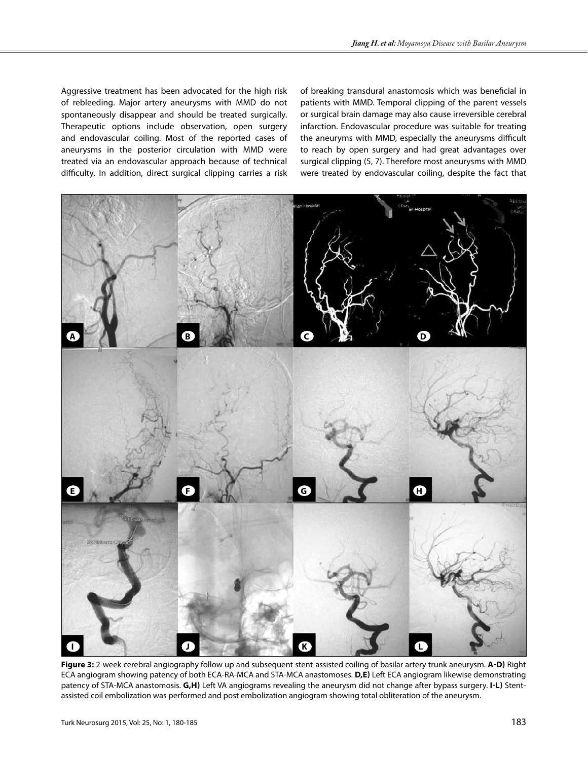Aggressive treatment has been advocated for the high risk of rebleeding. Major artery aneurysms with MMD do not spontaneously disappear and should be treated surgically. Therapeutic options include observation, open surgery and endovascular coiling. Most of the reported cases of aneurysms in the posterior circulation with MMD were treated via an endovascular approach because of technical difficulty. In addition, direct surgical clipping carries a risk of breaking transdural anastomosis which was beneficial in patients with MMD. Temporal clipping of the parent vessels or surgical brain damage may also cause irreversible cerebral infarction. Endovascular procedure was suitable for treating the aneurysms with MMD, especially the aneurysms difficult to reach by open surgery and had great advantages over surgical clipping (5, 7). Therefore most aneurysms with MMD were treated by endovascular coiling, despite the fact that

**Figure 3:** 2-week cerebral angiography follow up and subsequent stent-assisted coiling of basilar artery trunk aneurysm. **A-D)** Right ECA angiogram showing patency of both ECA-RA-MCA and STA-MCA anastomoses. **D,E)** Left ECA angiogram likewise demonstrating patency of STA-MCA anastomosis. **G,H)** Left VA angiograms revealing the aneurysm did not change after bypass surgery. **I-L)** Stent-assisted coil embolization was performed and post embolization angiogram showing total obliteration of the aneurysm.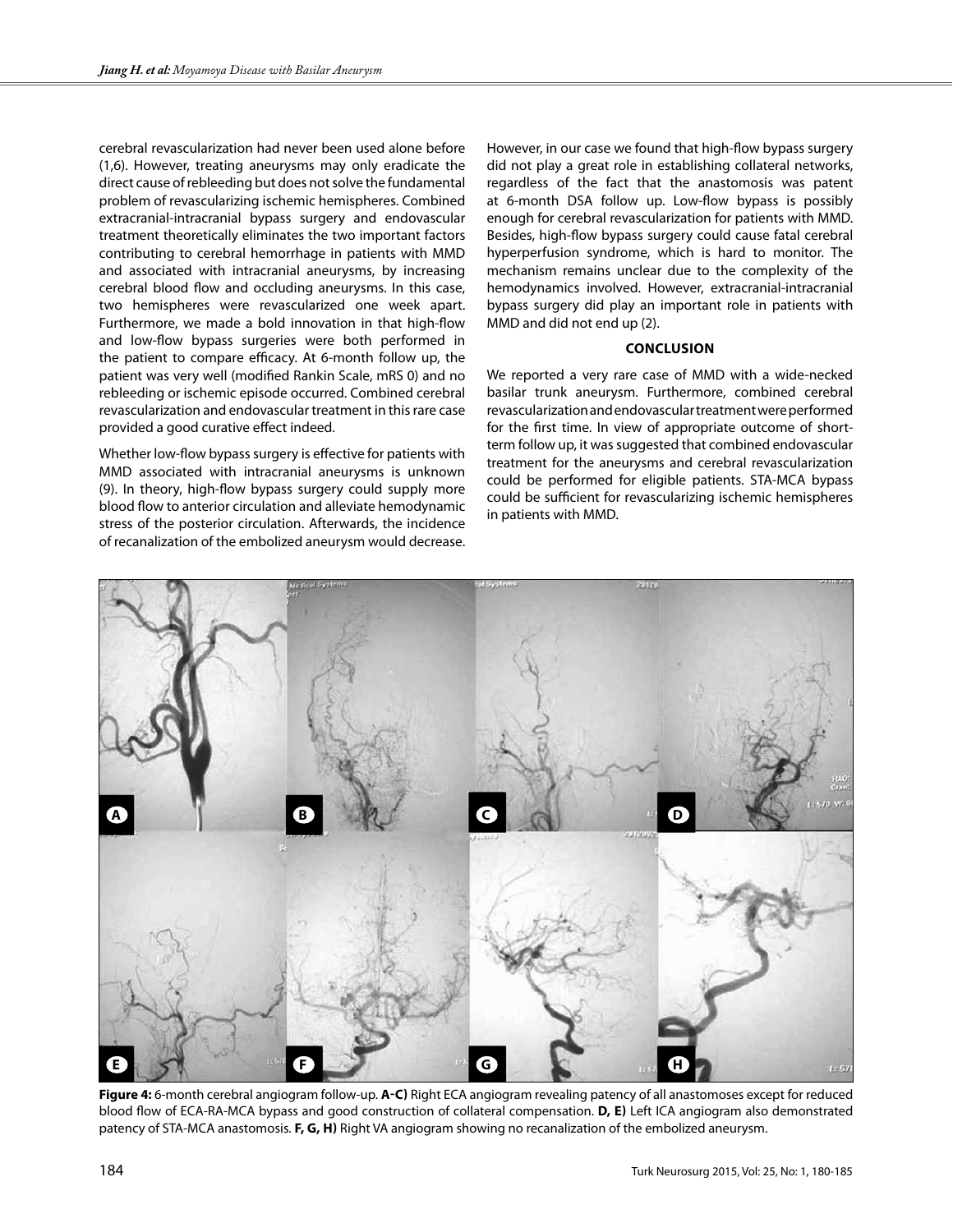cerebral revascularization had never been used alone before (1,6). However, treating aneurysms may only eradicate the direct cause of rebleeding but does not solve the fundamental problem of revascularizing ischemic hemispheres. Combined extracranial-intracranial bypass surgery and endovascular treatment theoretically eliminates the two important factors contributing to cerebral hemorrhage in patients with MMD and associated with intracranial aneurysms, by increasing cerebral blood flow and occluding aneurysms. In this case, two hemispheres were revascularized one week apart. Furthermore, we made a bold innovation in that high-flow and low-flow bypass surgeries were both performed in the patient to compare efficacy. At 6-month follow up, the patient was very well (modified Rankin Scale, mRS 0) and no rebleeding or ischemic episode occurred. Combined cerebral revascularization and endovascular treatment in this rare case provided a good curative effect indeed.

Whether low-flow bypass surgery is effective for patients with MMD associated with intracranial aneurysms is unknown (9). In theory, high-flow bypass surgery could supply more blood flow to anterior circulation and alleviate hemodynamic stress of the posterior circulation. Afterwards, the incidence of recanalization of the embolized aneurysm would decrease. However, in our case we found that high-flow bypass surgery did not play a great role in establishing collateral networks, regardless of the fact that the anastomosis was patent at 6-month DSA follow up. Low-flow bypass is possibly enough for cerebral revascularization for patients with MMD. Besides, high-flow bypass surgery could cause fatal cerebral hyperperfusion syndrome, which is hard to monitor. The mechanism remains unclear due to the complexity of the hemodynamics involved. However, extracranial-intracranial bypass surgery did play an important role in patients with MMD and did not end up (2).

## CONCLUSION

We reported a very rare case of MMD with a wide-necked basilar trunk aneurysm. Furthermore, combined cerebral revascularization and endovascular treatment were performed for the first time. In view of appropriate outcome of short-term follow up, it was suggested that combined endovascular treatment for the aneurysms and cerebral revascularization could be performed for eligible patients. STA-MCA bypass could be sufficient for revascularizing ischemic hemispheres in patients with MMD.

**Figure 4:** 6-month cerebral angiogram follow-up. **A-C)** Right ECA angiogram revealing patency of all anastomoses except for reduced blood flow of ECA-RA-MCA bypass and good construction of collateral compensation. **D, E)** Left ICA angiogram also demonstrated patency of STA-MCA anastomosis. **F, G, H)** Right VA angiogram showing no recanalization of the embolized aneurysm.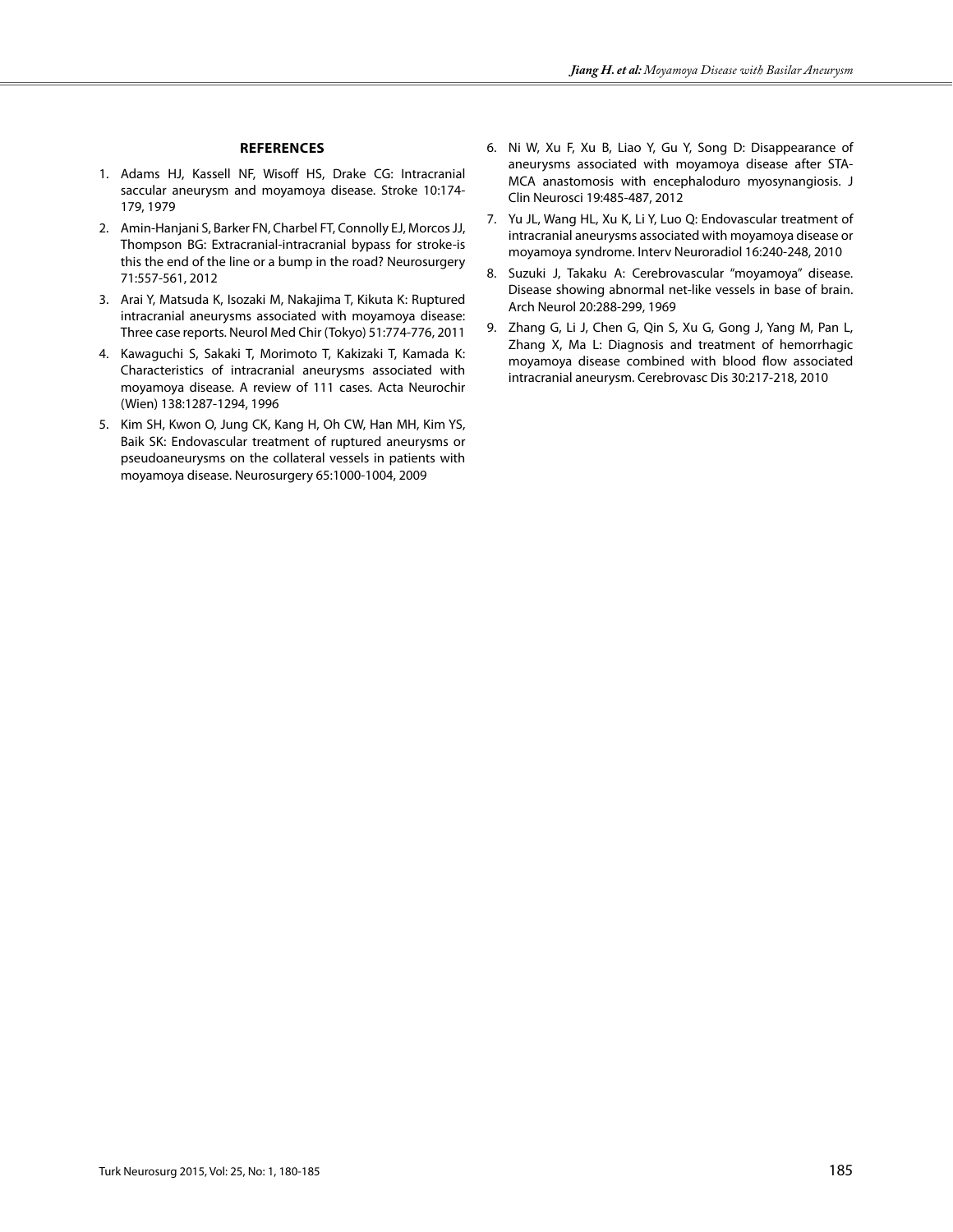## REFERENCES

1. Adams HJ, Kassell NF, Wisoff HS, Drake CG: Intracranial saccular aneurysm and moyamoya disease. Stroke 10:174-179, 1979
2. Amin-Hanjani S, Barker FN, Charbel FT, Connolly EJ, Morcos JJ, Thompson BG: Extracranial-intracranial bypass for stroke-is this the end of the line or a bump in the road? Neurosurgery 71:557-561, 2012
3. Arai Y, Matsuda K, Isozaki M, Nakajima T, Kikuta K: Ruptured intracranial aneurysms associated with moyamoya disease: Three case reports. Neurol Med Chir (Tokyo) 51:774-776, 2011
4. Kawaguchi S, Sakaki T, Morimoto T, Kakizaki T, Kamada K: Characteristics of intracranial aneurysms associated with moyamoya disease. A review of 111 cases. Acta Neurochir (Wien) 138:1287-1294, 1996
5. Kim SH, Kwon O, Jung CK, Kang H, Oh CW, Han MH, Kim YS, Baik SK: Endovascular treatment of ruptured aneurysms or pseudoaneurysms on the collateral vessels in patients with moyamoya disease. Neurosurgery 65:1000-1004, 2009
6. Ni W, Xu F, Xu B, Liao Y, Gu Y, Song D: Disappearance of aneurysms associated with moyamoya disease after STA-MCA anastomosis with encephaloduro myosynangiosis. J Clin Neurosci 19:485-487, 2012
7. Yu JL, Wang HL, Xu K, Li Y, Luo Q: Endovascular treatment of intracranial aneurysms associated with moyamoya disease or moyamoya syndrome. Interv Neuroradiol 16:240-248, 2010
8. Suzuki J, Takaku A: Cerebrovascular "moyamoya" disease. Disease showing abnormal net-like vessels in base of brain. Arch Neurol 20:288-299, 1969
9. Zhang G, Li J, Chen G, Qin S, Xu G, Gong J, Yang M, Pan L, Zhang X, Ma L: Diagnosis and treatment of hemorrhagic moyamoya disease combined with blood flow associated intracranial aneurysm. Cerebrovasc Dis 30:217-218, 2010